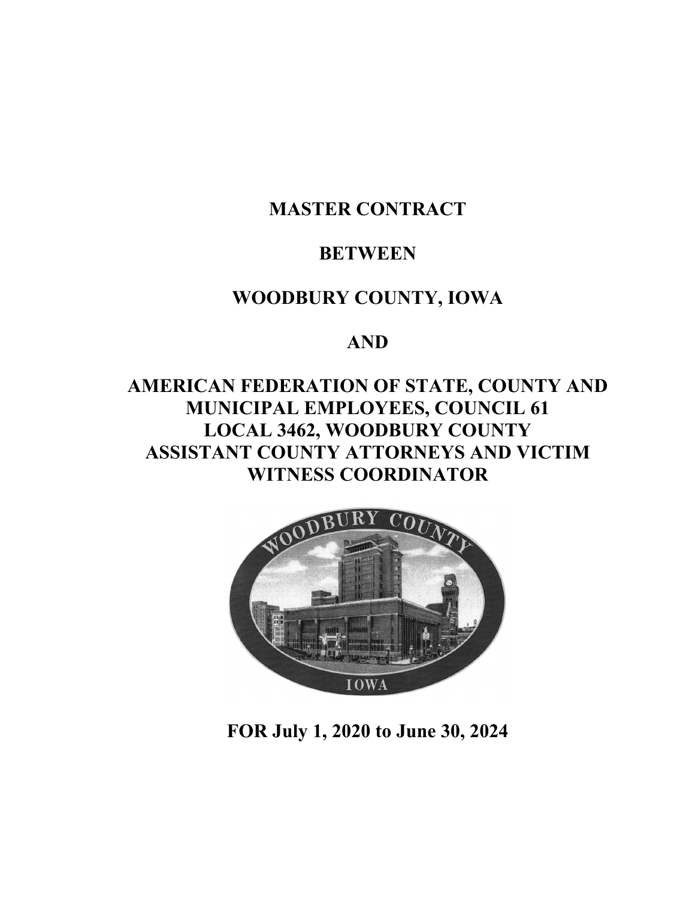# MASTER CONTRACT

# BETWEEN

# WOODBURY COUNTY, IOWA

# AND

# AMERICAN FEDERATION OF STATE, COUNTY AND MUNICIPAL EMPLOYEES, COUNCIL 61 LOCAL 3462, WOODBURY COUNTY ASSISTANT COUNTY ATTORNEYS AND VICTIM WITNESS COORDINATOR

**FOR July 1, 2020 to June 30, 2024**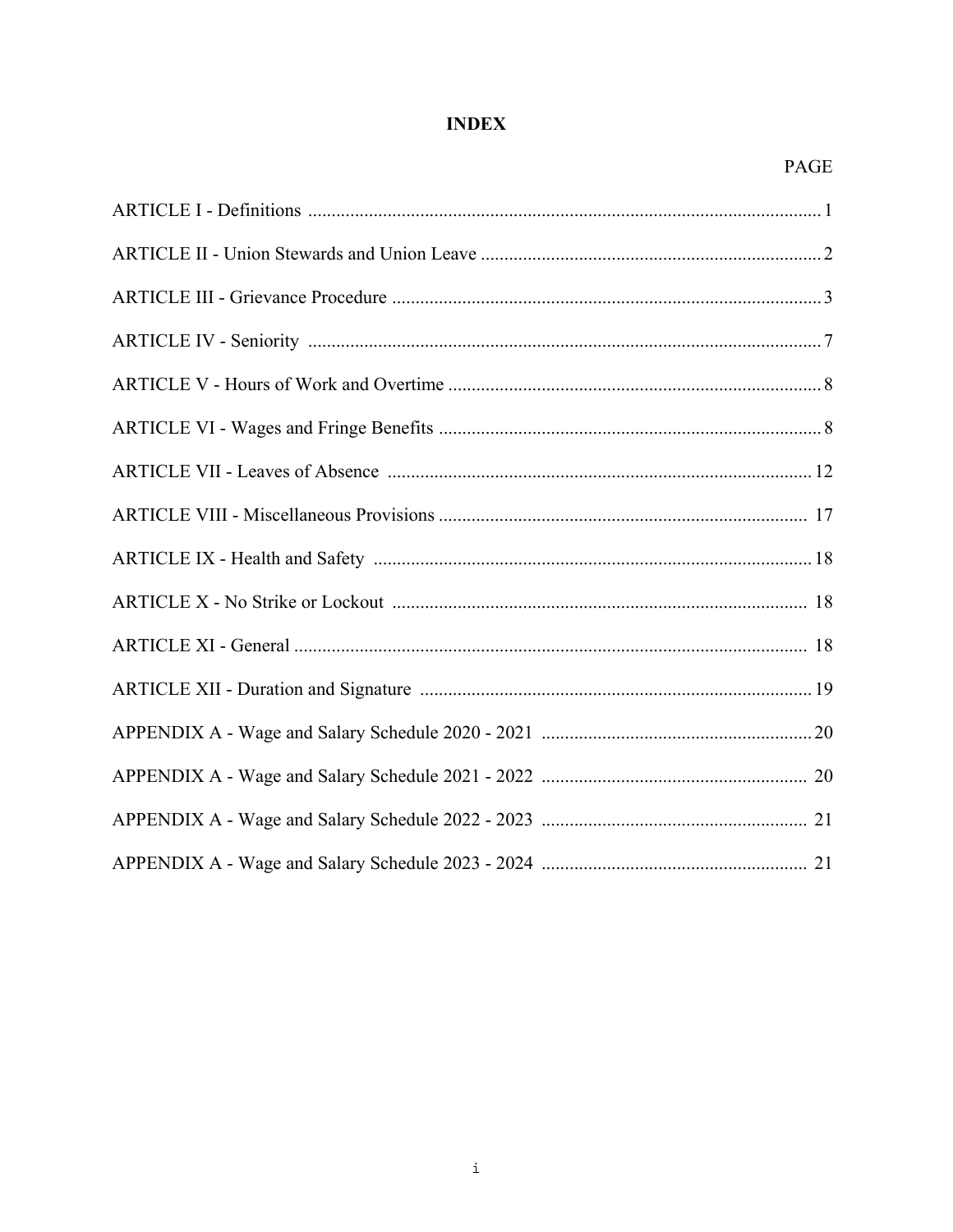# INDEX

| | PAGE |
|---|---|
| ARTICLE I - Definitions | 1 |
| ARTICLE II - Union Stewards and Union Leave | 2 |
| ARTICLE III - Grievance Procedure | 3 |
| ARTICLE IV - Seniority | 7 |
| ARTICLE V - Hours of Work and Overtime | 8 |
| ARTICLE VI - Wages and Fringe Benefits | 8 |
| ARTICLE VII - Leaves of Absence | 12 |
| ARTICLE VIII - Miscellaneous Provisions | 17 |
| ARTICLE IX - Health and Safety | 18 |
| ARTICLE X - No Strike or Lockout | 18 |
| ARTICLE XI - General | 18 |
| ARTICLE XII - Duration and Signature | 19 |
| APPENDIX A - Wage and Salary Schedule 2020 - 2021 | 20 |
| APPENDIX A - Wage and Salary Schedule 2021 - 2022 | 20 |
| APPENDIX A - Wage and Salary Schedule 2022 - 2023 | 21 |
| APPENDIX A - Wage and Salary Schedule 2023 - 2024 | 21 |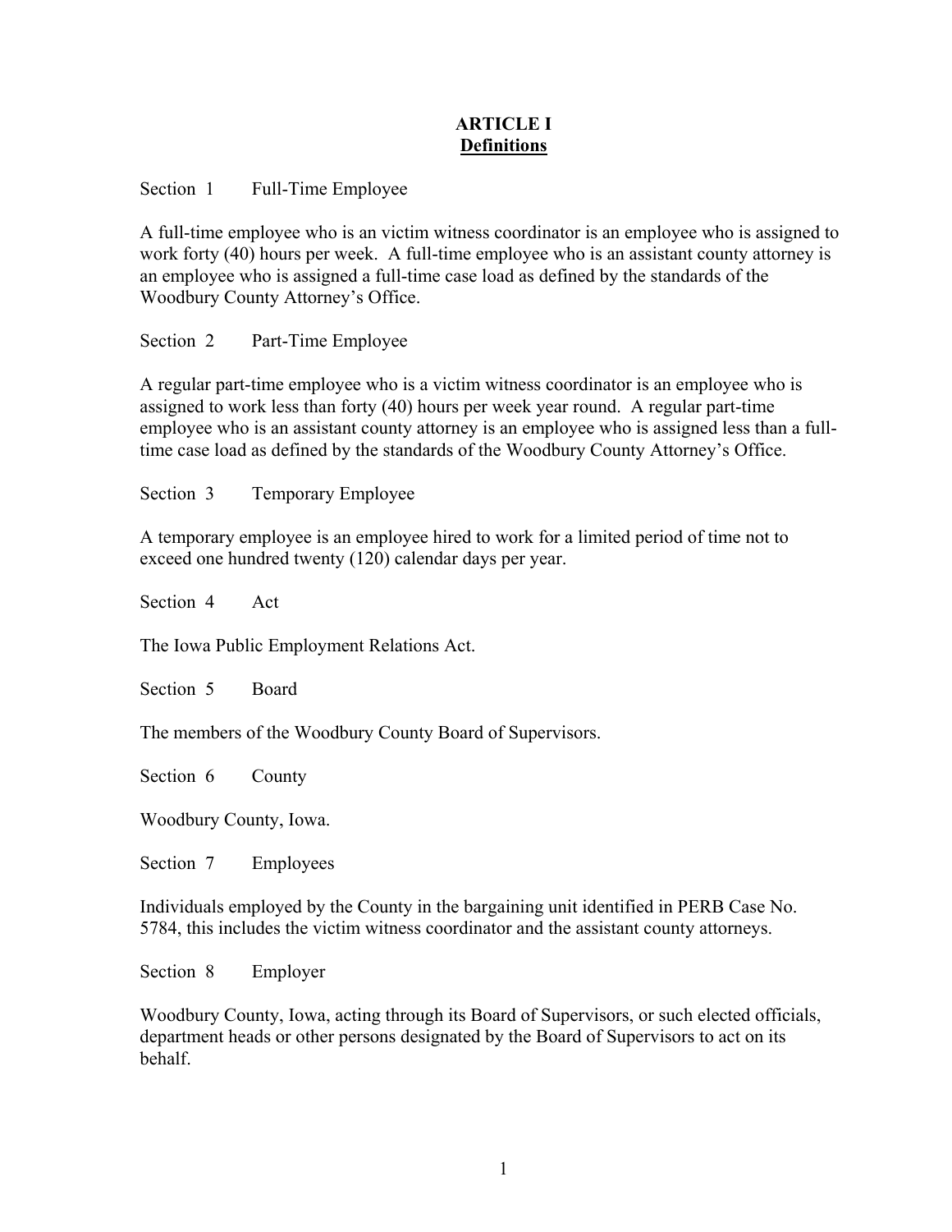# ARTICLE I
## Definitions

Section 1 Full-Time Employee

A full-time employee who is an victim witness coordinator is an employee who is assigned to work forty (40) hours per week. A full-time employee who is an assistant county attorney is an employee who is assigned a full-time case load as defined by the standards of the Woodbury County Attorney's Office.

Section 2 Part-Time Employee

A regular part-time employee who is a victim witness coordinator is an employee who is assigned to work less than forty (40) hours per week year round. A regular part-time employee who is an assistant county attorney is an employee who is assigned less than a full-time case load as defined by the standards of the Woodbury County Attorney's Office.

Section 3 Temporary Employee

A temporary employee is an employee hired to work for a limited period of time not to exceed one hundred twenty (120) calendar days per year.

Section 4 Act

The Iowa Public Employment Relations Act.

Section 5 Board

The members of the Woodbury County Board of Supervisors.

Section 6 County

Woodbury County, Iowa.

Section 7 Employees

Individuals employed by the County in the bargaining unit identified in PERB Case No. 5784, this includes the victim witness coordinator and the assistant county attorneys.

Section 8 Employer

Woodbury County, Iowa, acting through its Board of Supervisors, or such elected officials, department heads or other persons designated by the Board of Supervisors to act on its behalf.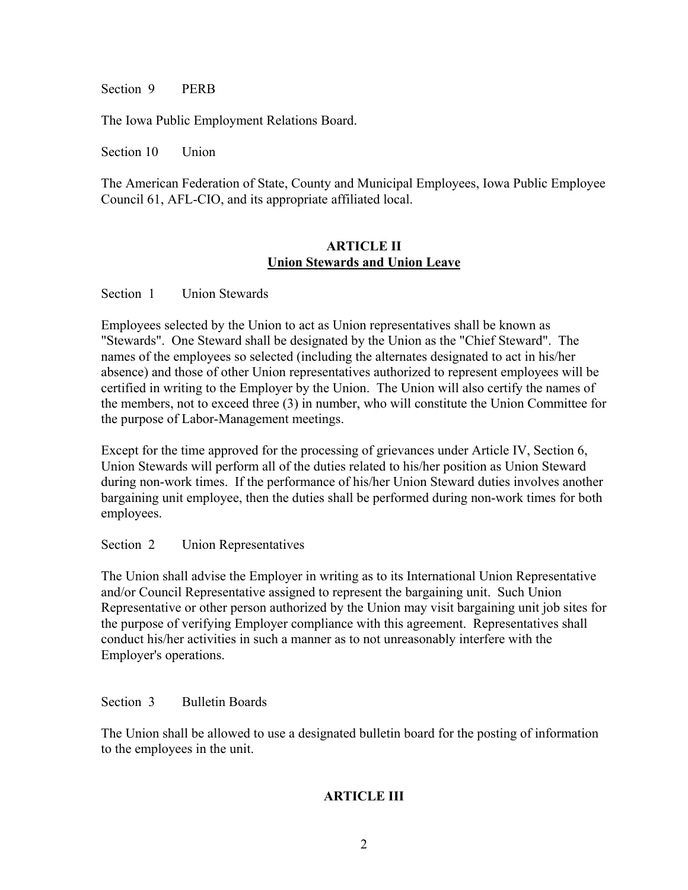Section 9 PERB

The Iowa Public Employment Relations Board.

Section 10 Union

The American Federation of State, County and Municipal Employees, Iowa Public Employee Council 61, AFL-CIO, and its appropriate affiliated local.

## ARTICLE II
## Union Stewards and Union Leave

Section 1 Union Stewards

Employees selected by the Union to act as Union representatives shall be known as "Stewards". One Steward shall be designated by the Union as the "Chief Steward". The names of the employees so selected (including the alternates designated to act in his/her absence) and those of other Union representatives authorized to represent employees will be certified in writing to the Employer by the Union. The Union will also certify the names of the members, not to exceed three (3) in number, who will constitute the Union Committee for the purpose of Labor-Management meetings.

Except for the time approved for the processing of grievances under Article IV, Section 6, Union Stewards will perform all of the duties related to his/her position as Union Steward during non-work times. If the performance of his/her Union Steward duties involves another bargaining unit employee, then the duties shall be performed during non-work times for both employees.

Section 2 Union Representatives

The Union shall advise the Employer in writing as to its International Union Representative and/or Council Representative assigned to represent the bargaining unit. Such Union Representative or other person authorized by the Union may visit bargaining unit job sites for the purpose of verifying Employer compliance with this agreement. Representatives shall conduct his/her activities in such a manner as to not unreasonably interfere with the Employer's operations.

Section 3 Bulletin Boards

The Union shall be allowed to use a designated bulletin board for the posting of information to the employees in the unit.

## ARTICLE III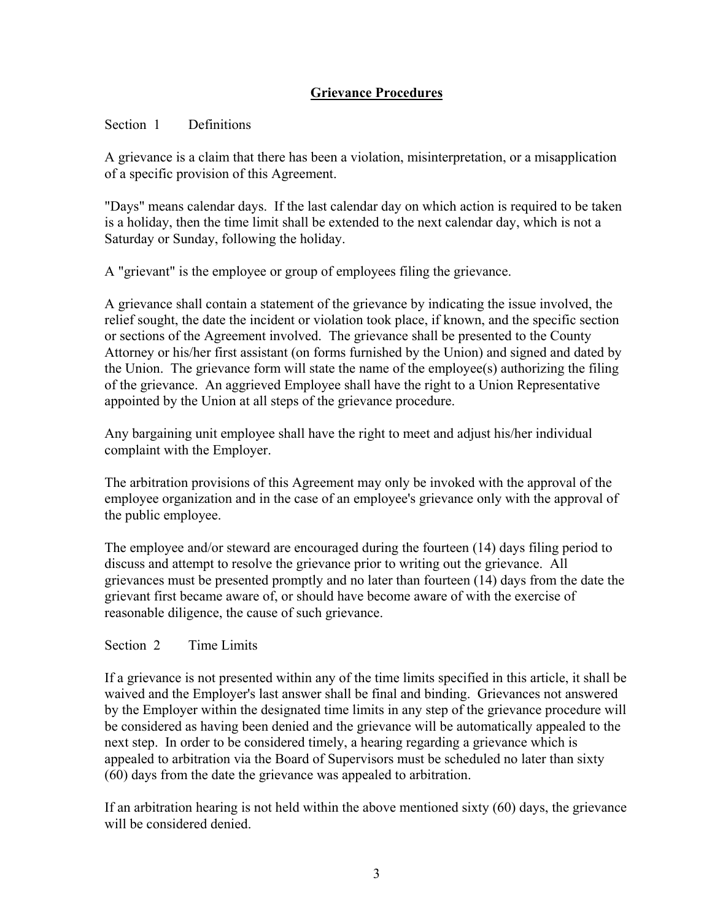## Grievance Procedures

Section 1 Definitions

A grievance is a claim that there has been a violation, misinterpretation, or a misapplication of a specific provision of this Agreement.

"Days" means calendar days. If the last calendar day on which action is required to be taken is a holiday, then the time limit shall be extended to the next calendar day, which is not a Saturday or Sunday, following the holiday.

A "grievant" is the employee or group of employees filing the grievance.

A grievance shall contain a statement of the grievance by indicating the issue involved, the relief sought, the date the incident or violation took place, if known, and the specific section or sections of the Agreement involved. The grievance shall be presented to the County Attorney or his/her first assistant (on forms furnished by the Union) and signed and dated by the Union. The grievance form will state the name of the employee(s) authorizing the filing of the grievance. An aggrieved Employee shall have the right to a Union Representative appointed by the Union at all steps of the grievance procedure.

Any bargaining unit employee shall have the right to meet and adjust his/her individual complaint with the Employer.

The arbitration provisions of this Agreement may only be invoked with the approval of the employee organization and in the case of an employee's grievance only with the approval of the public employee.

The employee and/or steward are encouraged during the fourteen (14) days filing period to discuss and attempt to resolve the grievance prior to writing out the grievance. All grievances must be presented promptly and no later than fourteen (14) days from the date the grievant first became aware of, or should have become aware of with the exercise of reasonable diligence, the cause of such grievance.

Section 2 Time Limits

If a grievance is not presented within any of the time limits specified in this article, it shall be waived and the Employer's last answer shall be final and binding. Grievances not answered by the Employer within the designated time limits in any step of the grievance procedure will be considered as having been denied and the grievance will be automatically appealed to the next step. In order to be considered timely, a hearing regarding a grievance which is appealed to arbitration via the Board of Supervisors must be scheduled no later than sixty (60) days from the date the grievance was appealed to arbitration.

If an arbitration hearing is not held within the above mentioned sixty (60) days, the grievance will be considered denied.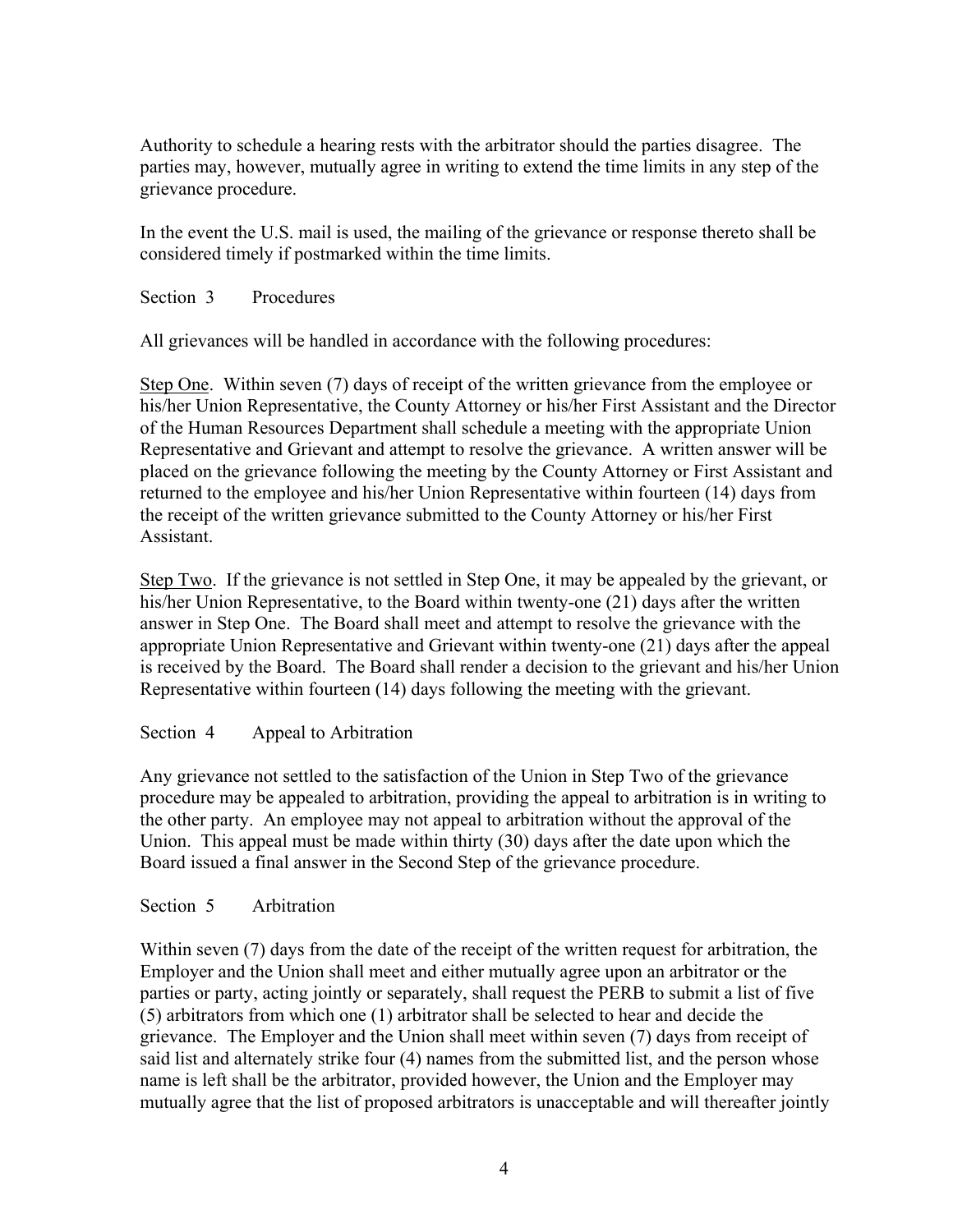Authority to schedule a hearing rests with the arbitrator should the parties disagree. The parties may, however, mutually agree in writing to extend the time limits in any step of the grievance procedure.

In the event the U.S. mail is used, the mailing of the grievance or response thereto shall be considered timely if postmarked within the time limits.

Section 3 Procedures

All grievances will be handled in accordance with the following procedures:

Step One. Within seven (7) days of receipt of the written grievance from the employee or his/her Union Representative, the County Attorney or his/her First Assistant and the Director of the Human Resources Department shall schedule a meeting with the appropriate Union Representative and Grievant and attempt to resolve the grievance. A written answer will be placed on the grievance following the meeting by the County Attorney or First Assistant and returned to the employee and his/her Union Representative within fourteen (14) days from the receipt of the written grievance submitted to the County Attorney or his/her First Assistant.

Step Two. If the grievance is not settled in Step One, it may be appealed by the grievant, or his/her Union Representative, to the Board within twenty-one (21) days after the written answer in Step One. The Board shall meet and attempt to resolve the grievance with the appropriate Union Representative and Grievant within twenty-one (21) days after the appeal is received by the Board. The Board shall render a decision to the grievant and his/her Union Representative within fourteen (14) days following the meeting with the grievant.

Section 4 Appeal to Arbitration

Any grievance not settled to the satisfaction of the Union in Step Two of the grievance procedure may be appealed to arbitration, providing the appeal to arbitration is in writing to the other party. An employee may not appeal to arbitration without the approval of the Union. This appeal must be made within thirty (30) days after the date upon which the Board issued a final answer in the Second Step of the grievance procedure.

Section 5 Arbitration

Within seven (7) days from the date of the receipt of the written request for arbitration, the Employer and the Union shall meet and either mutually agree upon an arbitrator or the parties or party, acting jointly or separately, shall request the PERB to submit a list of five (5) arbitrators from which one (1) arbitrator shall be selected to hear and decide the grievance. The Employer and the Union shall meet within seven (7) days from receipt of said list and alternately strike four (4) names from the submitted list, and the person whose name is left shall be the arbitrator, provided however, the Union and the Employer may mutually agree that the list of proposed arbitrators is unacceptable and will thereafter jointly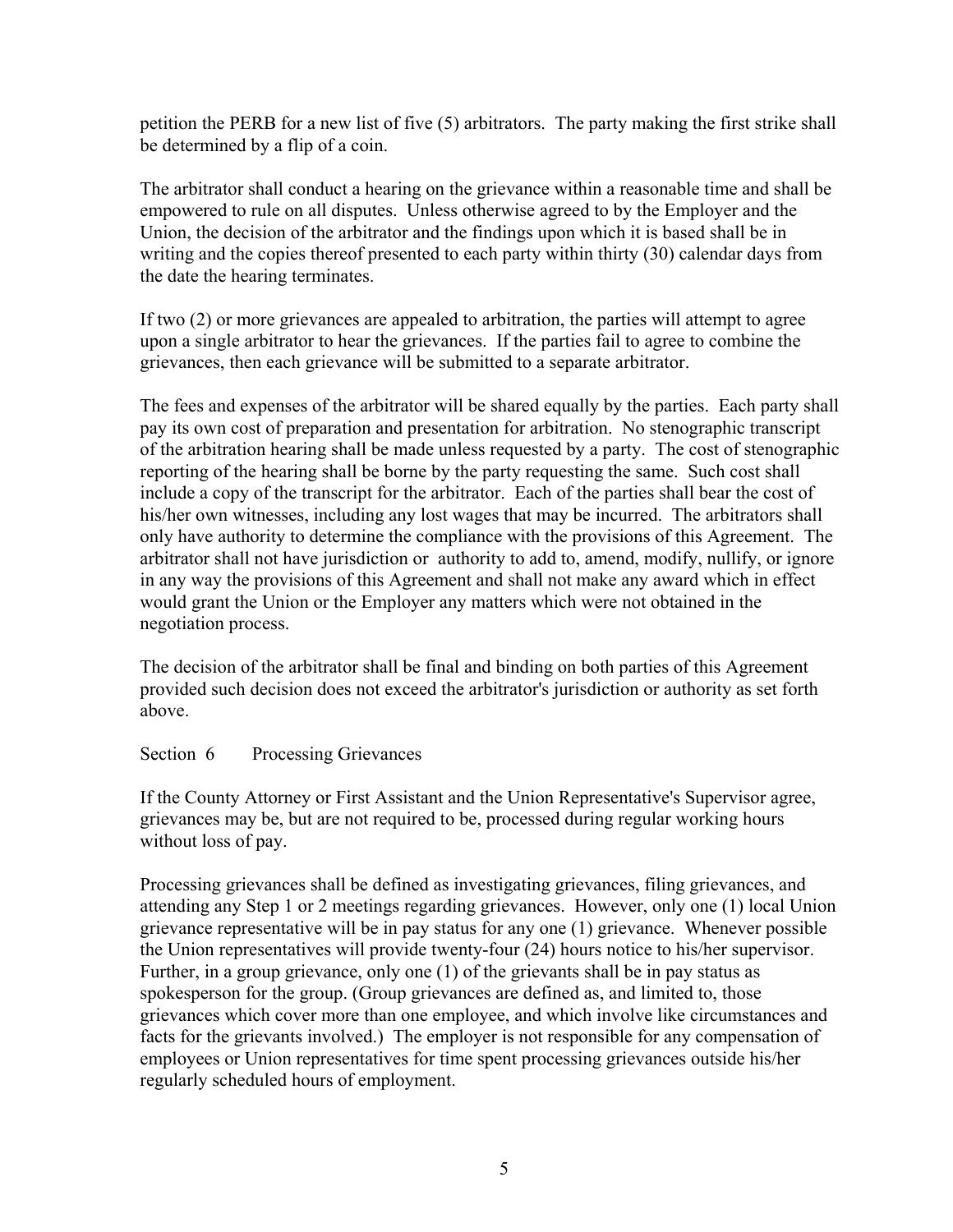petition the PERB for a new list of five (5) arbitrators. The party making the first strike shall be determined by a flip of a coin.

The arbitrator shall conduct a hearing on the grievance within a reasonable time and shall be empowered to rule on all disputes. Unless otherwise agreed to by the Employer and the Union, the decision of the arbitrator and the findings upon which it is based shall be in writing and the copies thereof presented to each party within thirty (30) calendar days from the date the hearing terminates.

If two (2) or more grievances are appealed to arbitration, the parties will attempt to agree upon a single arbitrator to hear the grievances. If the parties fail to agree to combine the grievances, then each grievance will be submitted to a separate arbitrator.

The fees and expenses of the arbitrator will be shared equally by the parties. Each party shall pay its own cost of preparation and presentation for arbitration. No stenographic transcript of the arbitration hearing shall be made unless requested by a party. The cost of stenographic reporting of the hearing shall be borne by the party requesting the same. Such cost shall include a copy of the transcript for the arbitrator. Each of the parties shall bear the cost of his/her own witnesses, including any lost wages that may be incurred. The arbitrators shall only have authority to determine the compliance with the provisions of this Agreement. The arbitrator shall not have jurisdiction or authority to add to, amend, modify, nullify, or ignore in any way the provisions of this Agreement and shall not make any award which in effect would grant the Union or the Employer any matters which were not obtained in the negotiation process.

The decision of the arbitrator shall be final and binding on both parties of this Agreement provided such decision does not exceed the arbitrator's jurisdiction or authority as set forth above.

Section 6 Processing Grievances

If the County Attorney or First Assistant and the Union Representative's Supervisor agree, grievances may be, but are not required to be, processed during regular working hours without loss of pay.

Processing grievances shall be defined as investigating grievances, filing grievances, and attending any Step 1 or 2 meetings regarding grievances. However, only one (1) local Union grievance representative will be in pay status for any one (1) grievance. Whenever possible the Union representatives will provide twenty-four (24) hours notice to his/her supervisor. Further, in a group grievance, only one (1) of the grievants shall be in pay status as spokesperson for the group. (Group grievances are defined as, and limited to, those grievances which cover more than one employee, and which involve like circumstances and facts for the grievants involved.) The employer is not responsible for any compensation of employees or Union representatives for time spent processing grievances outside his/her regularly scheduled hours of employment.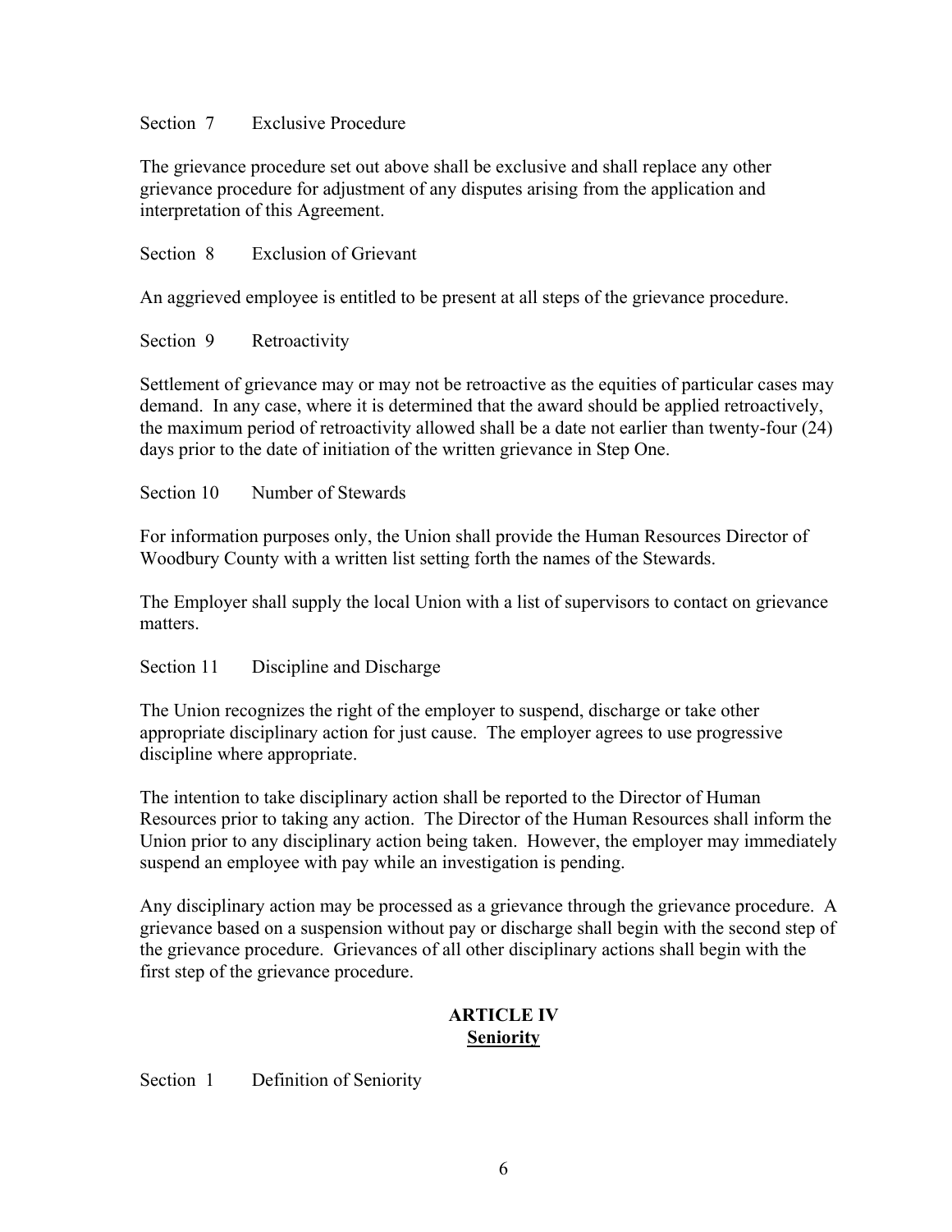Section 7 Exclusive Procedure

The grievance procedure set out above shall be exclusive and shall replace any other grievance procedure for adjustment of any disputes arising from the application and interpretation of this Agreement.

Section 8 Exclusion of Grievant

An aggrieved employee is entitled to be present at all steps of the grievance procedure.

Section 9 Retroactivity

Settlement of grievance may or may not be retroactive as the equities of particular cases may demand. In any case, where it is determined that the award should be applied retroactively, the maximum period of retroactivity allowed shall be a date not earlier than twenty-four (24) days prior to the date of initiation of the written grievance in Step One.

Section 10 Number of Stewards

For information purposes only, the Union shall provide the Human Resources Director of Woodbury County with a written list setting forth the names of the Stewards.

The Employer shall supply the local Union with a list of supervisors to contact on grievance matters.

Section 11 Discipline and Discharge

The Union recognizes the right of the employer to suspend, discharge or take other appropriate disciplinary action for just cause. The employer agrees to use progressive discipline where appropriate.

The intention to take disciplinary action shall be reported to the Director of Human Resources prior to taking any action. The Director of the Human Resources shall inform the Union prior to any disciplinary action being taken. However, the employer may immediately suspend an employee with pay while an investigation is pending.

Any disciplinary action may be processed as a grievance through the grievance procedure. A grievance based on a suspension without pay or discharge shall begin with the second step of the grievance procedure. Grievances of all other disciplinary actions shall begin with the first step of the grievance procedure.

## ARTICLE IV
## Seniority

Section 1 Definition of Seniority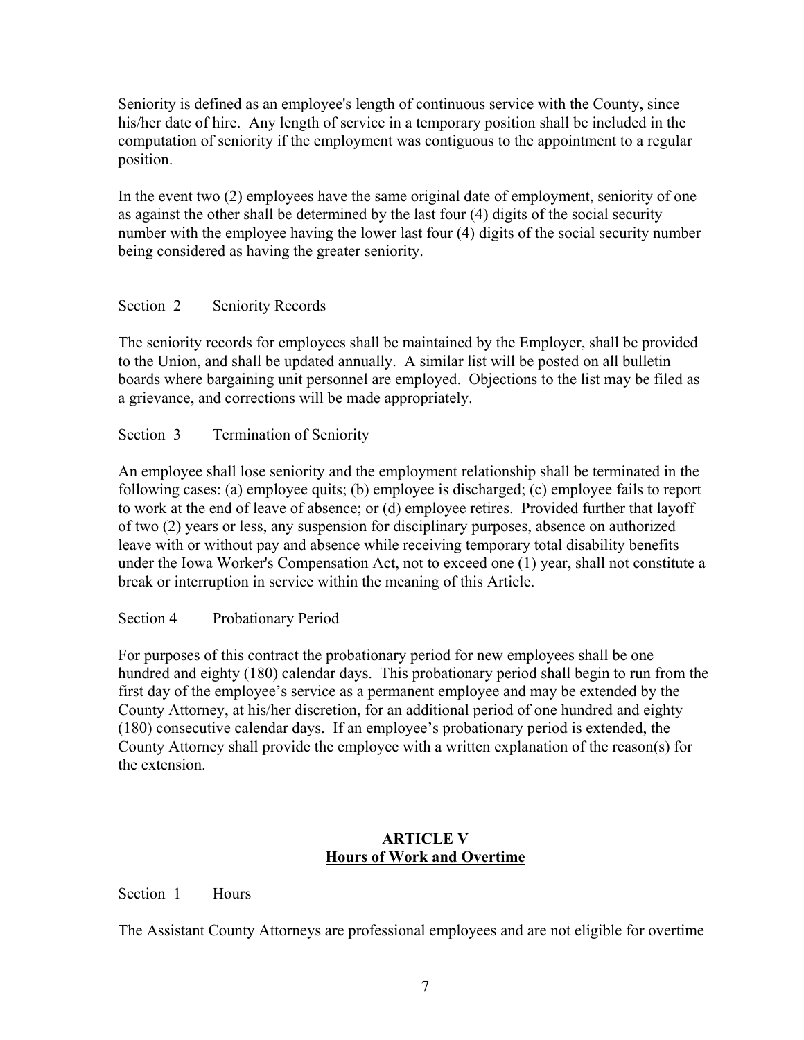Seniority is defined as an employee's length of continuous service with the County, since his/her date of hire. Any length of service in a temporary position shall be included in the computation of seniority if the employment was contiguous to the appointment to a regular position.

In the event two (2) employees have the same original date of employment, seniority of one as against the other shall be determined by the last four (4) digits of the social security number with the employee having the lower last four (4) digits of the social security number being considered as having the greater seniority.

Section 2 Seniority Records

The seniority records for employees shall be maintained by the Employer, shall be provided to the Union, and shall be updated annually. A similar list will be posted on all bulletin boards where bargaining unit personnel are employed. Objections to the list may be filed as a grievance, and corrections will be made appropriately.

Section 3 Termination of Seniority

An employee shall lose seniority and the employment relationship shall be terminated in the following cases: (a) employee quits; (b) employee is discharged; (c) employee fails to report to work at the end of leave of absence; or (d) employee retires. Provided further that layoff of two (2) years or less, any suspension for disciplinary purposes, absence on authorized leave with or without pay and absence while receiving temporary total disability benefits under the Iowa Worker's Compensation Act, not to exceed one (1) year, shall not constitute a break or interruption in service within the meaning of this Article.

Section 4 Probationary Period

For purposes of this contract the probationary period for new employees shall be one hundred and eighty (180) calendar days. This probationary period shall begin to run from the first day of the employee's service as a permanent employee and may be extended by the County Attorney, at his/her discretion, for an additional period of one hundred and eighty (180) consecutive calendar days. If an employee's probationary period is extended, the County Attorney shall provide the employee with a written explanation of the reason(s) for the extension.

## ARTICLE V
## Hours of Work and Overtime

Section 1 Hours

The Assistant County Attorneys are professional employees and are not eligible for overtime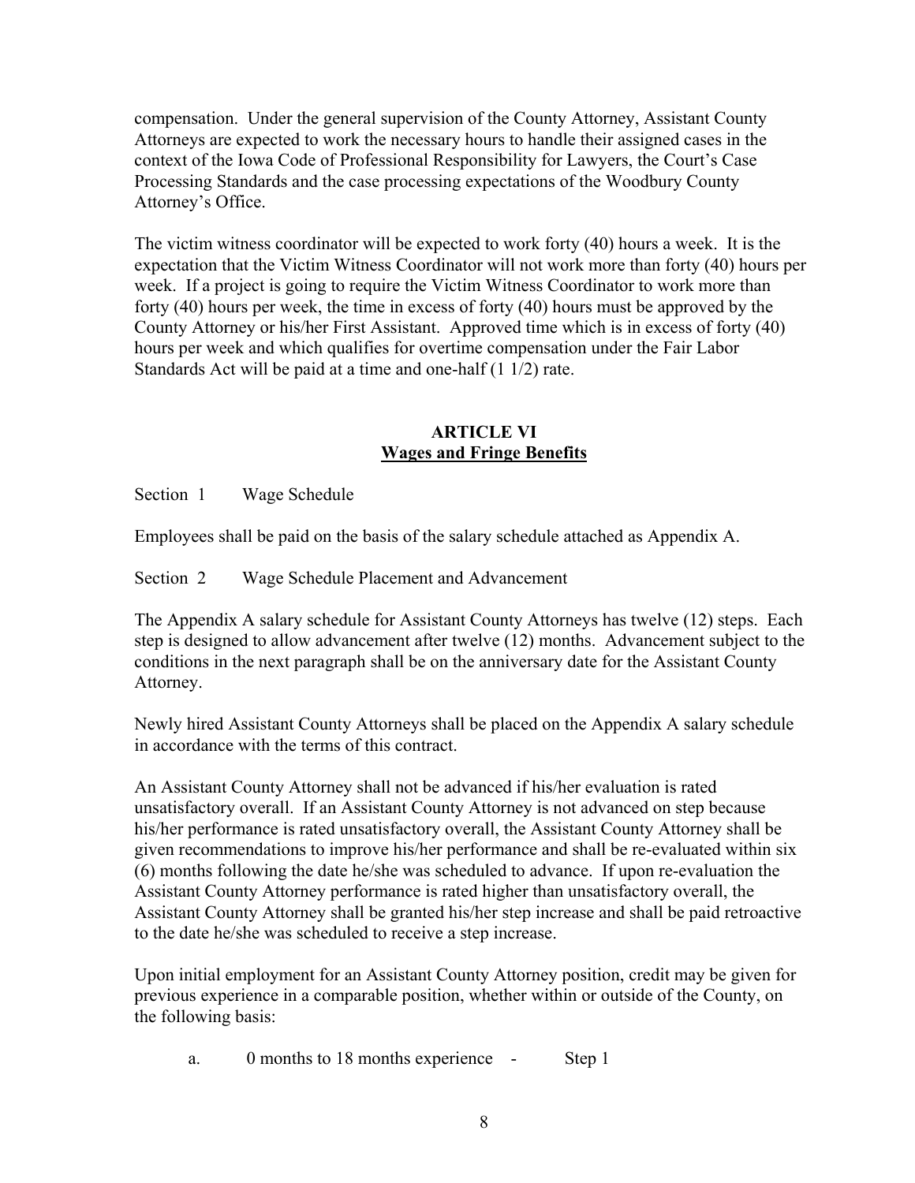compensation. Under the general supervision of the County Attorney, Assistant County Attorneys are expected to work the necessary hours to handle their assigned cases in the context of the Iowa Code of Professional Responsibility for Lawyers, the Court's Case Processing Standards and the case processing expectations of the Woodbury County Attorney's Office.

The victim witness coordinator will be expected to work forty (40) hours a week. It is the expectation that the Victim Witness Coordinator will not work more than forty (40) hours per week. If a project is going to require the Victim Witness Coordinator to work more than forty (40) hours per week, the time in excess of forty (40) hours must be approved by the County Attorney or his/her First Assistant. Approved time which is in excess of forty (40) hours per week and which qualifies for overtime compensation under the Fair Labor Standards Act will be paid at a time and one-half (1 1/2) rate.

## ARTICLE VI
## Wages and Fringe Benefits

Section 1 Wage Schedule

Employees shall be paid on the basis of the salary schedule attached as Appendix A.

Section 2 Wage Schedule Placement and Advancement

The Appendix A salary schedule for Assistant County Attorneys has twelve (12) steps. Each step is designed to allow advancement after twelve (12) months. Advancement subject to the conditions in the next paragraph shall be on the anniversary date for the Assistant County Attorney.

Newly hired Assistant County Attorneys shall be placed on the Appendix A salary schedule in accordance with the terms of this contract.

An Assistant County Attorney shall not be advanced if his/her evaluation is rated unsatisfactory overall. If an Assistant County Attorney is not advanced on step because his/her performance is rated unsatisfactory overall, the Assistant County Attorney shall be given recommendations to improve his/her performance and shall be re-evaluated within six (6) months following the date he/she was scheduled to advance. If upon re-evaluation the Assistant County Attorney performance is rated higher than unsatisfactory overall, the Assistant County Attorney shall be granted his/her step increase and shall be paid retroactive to the date he/she was scheduled to receive a step increase.

Upon initial employment for an Assistant County Attorney position, credit may be given for previous experience in a comparable position, whether within or outside of the County, on the following basis:

a. 0 months to 18 months experience - Step 1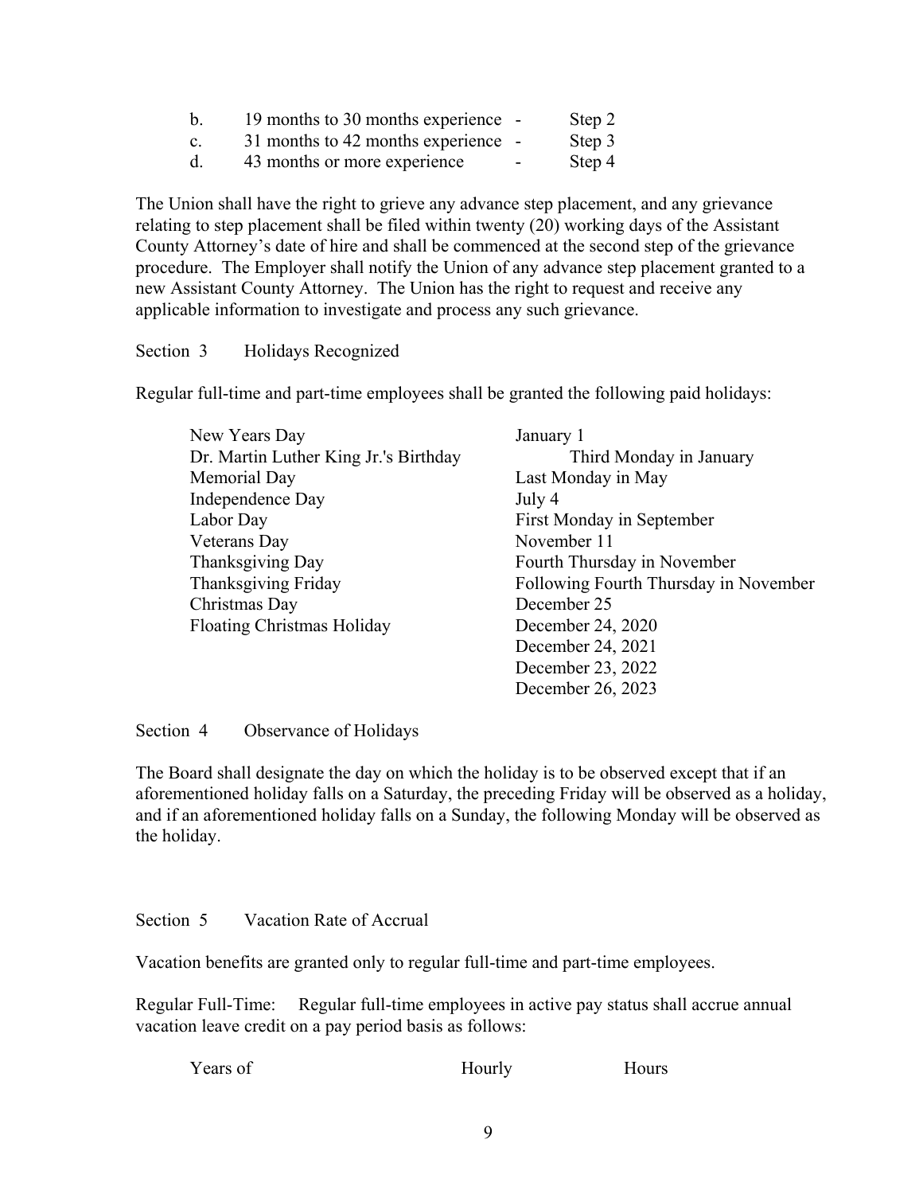b. 19 months to 30 months experience - Step 2
c. 31 months to 42 months experience - Step 3
d. 43 months or more experience - Step 4

The Union shall have the right to grieve any advance step placement, and any grievance relating to step placement shall be filed within twenty (20) working days of the Assistant County Attorney's date of hire and shall be commenced at the second step of the grievance procedure. The Employer shall notify the Union of any advance step placement granted to a new Assistant County Attorney. The Union has the right to request and receive any applicable information to investigate and process any such grievance.

Section 3 Holidays Recognized

Regular full-time and part-time employees shall be granted the following paid holidays:

| | |
|---|---|
| New Years Day | January 1 |
| Dr. Martin Luther King Jr.'s Birthday | Third Monday in January |
| Memorial Day | Last Monday in May |
| Independence Day | July 4 |
| Labor Day | First Monday in September |
| Veterans Day | November 11 |
| Thanksgiving Day | Fourth Thursday in November |
| Thanksgiving Friday | Following Fourth Thursday in November |
| Christmas Day | December 25 |
| Floating Christmas Holiday | December 24, 2020 |
| | December 24, 2021 |
| | December 23, 2022 |
| | December 26, 2023 |

Section 4 Observance of Holidays

The Board shall designate the day on which the holiday is to be observed except that if an aforementioned holiday falls on a Saturday, the preceding Friday will be observed as a holiday, and if an aforementioned holiday falls on a Sunday, the following Monday will be observed as the holiday.

Section 5 Vacation Rate of Accrual

Vacation benefits are granted only to regular full-time and part-time employees.

Regular Full-Time: Regular full-time employees in active pay status shall accrue annual vacation leave credit on a pay period basis as follows:

| Years of | Hourly | Hours |
|---|---|---|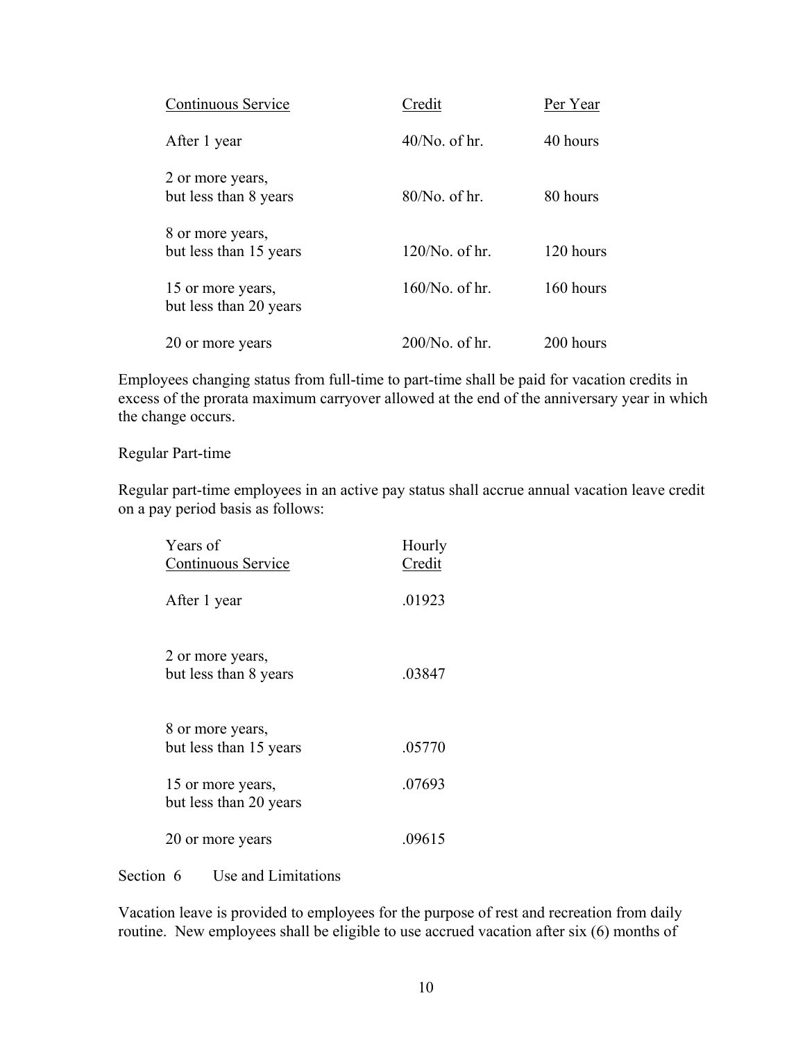| Continuous Service | Credit | Per Year |
|---|---|---|
| After 1 year | 40/No. of hr. | 40 hours |
| 2 or more years, but less than 8 years | 80/No. of hr. | 80 hours |
| 8 or more years, but less than 15 years | 120/No. of hr. | 120 hours |
| 15 or more years, but less than 20 years | 160/No. of hr. | 160 hours |
| 20 or more years | 200/No. of hr. | 200 hours |

Employees changing status from full-time to part-time shall be paid for vacation credits in excess of the prorata maximum carryover allowed at the end of the anniversary year in which the change occurs.

Regular Part-time

Regular part-time employees in an active pay status shall accrue annual vacation leave credit on a pay period basis as follows:

| Years of Continuous Service | Hourly Credit |
|---|---|
| After 1 year | .01923 |
| 2 or more years, but less than 8 years | .03847 |
| 8 or more years, but less than 15 years | .05770 |
| 15 or more years, but less than 20 years | .07693 |
| 20 or more years | .09615 |

Section 6 Use and Limitations

Vacation leave is provided to employees for the purpose of rest and recreation from daily routine. New employees shall be eligible to use accrued vacation after six (6) months of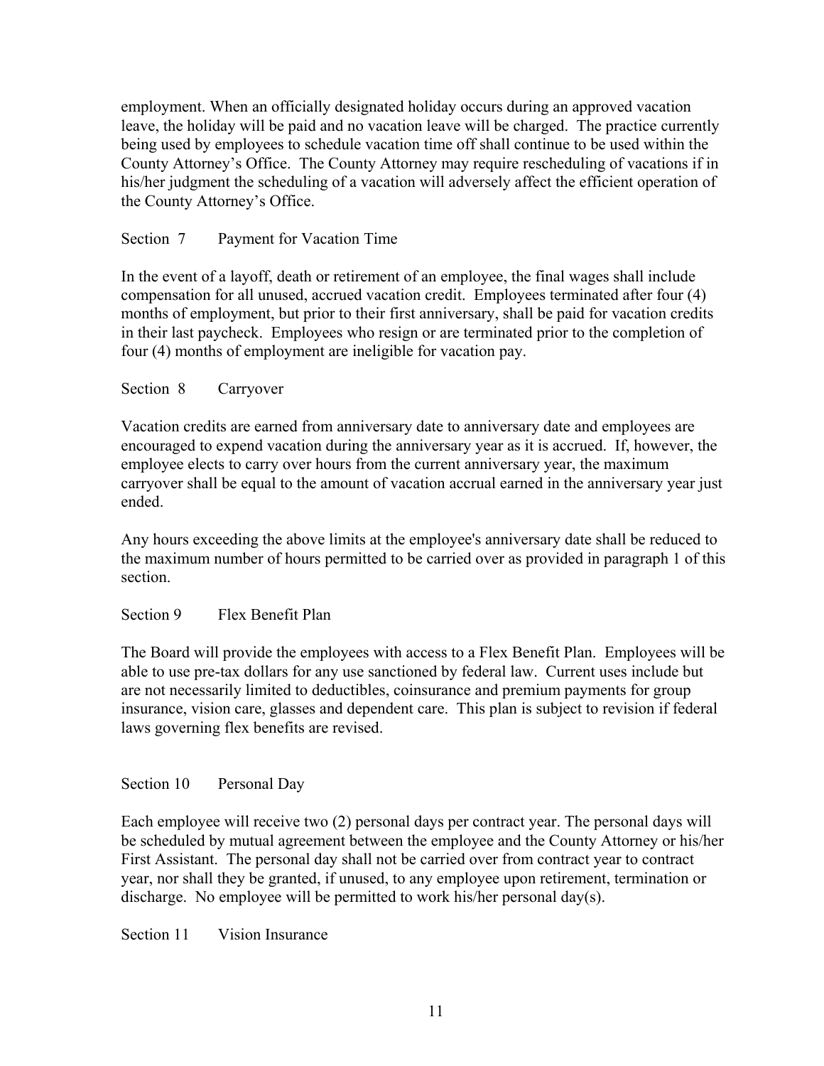employment. When an officially designated holiday occurs during an approved vacation leave, the holiday will be paid and no vacation leave will be charged. The practice currently being used by employees to schedule vacation time off shall continue to be used within the County Attorney's Office. The County Attorney may require rescheduling of vacations if in his/her judgment the scheduling of a vacation will adversely affect the efficient operation of the County Attorney's Office.

Section 7 Payment for Vacation Time

In the event of a layoff, death or retirement of an employee, the final wages shall include compensation for all unused, accrued vacation credit. Employees terminated after four (4) months of employment, but prior to their first anniversary, shall be paid for vacation credits in their last paycheck. Employees who resign or are terminated prior to the completion of four (4) months of employment are ineligible for vacation pay.

Section 8 Carryover

Vacation credits are earned from anniversary date to anniversary date and employees are encouraged to expend vacation during the anniversary year as it is accrued. If, however, the employee elects to carry over hours from the current anniversary year, the maximum carryover shall be equal to the amount of vacation accrual earned in the anniversary year just ended.

Any hours exceeding the above limits at the employee's anniversary date shall be reduced to the maximum number of hours permitted to be carried over as provided in paragraph 1 of this section.

Section 9 Flex Benefit Plan

The Board will provide the employees with access to a Flex Benefit Plan. Employees will be able to use pre-tax dollars for any use sanctioned by federal law. Current uses include but are not necessarily limited to deductibles, coinsurance and premium payments for group insurance, vision care, glasses and dependent care. This plan is subject to revision if federal laws governing flex benefits are revised.

Section 10 Personal Day

Each employee will receive two (2) personal days per contract year. The personal days will be scheduled by mutual agreement between the employee and the County Attorney or his/her First Assistant. The personal day shall not be carried over from contract year to contract year, nor shall they be granted, if unused, to any employee upon retirement, termination or discharge. No employee will be permitted to work his/her personal day(s).

Section 11 Vision Insurance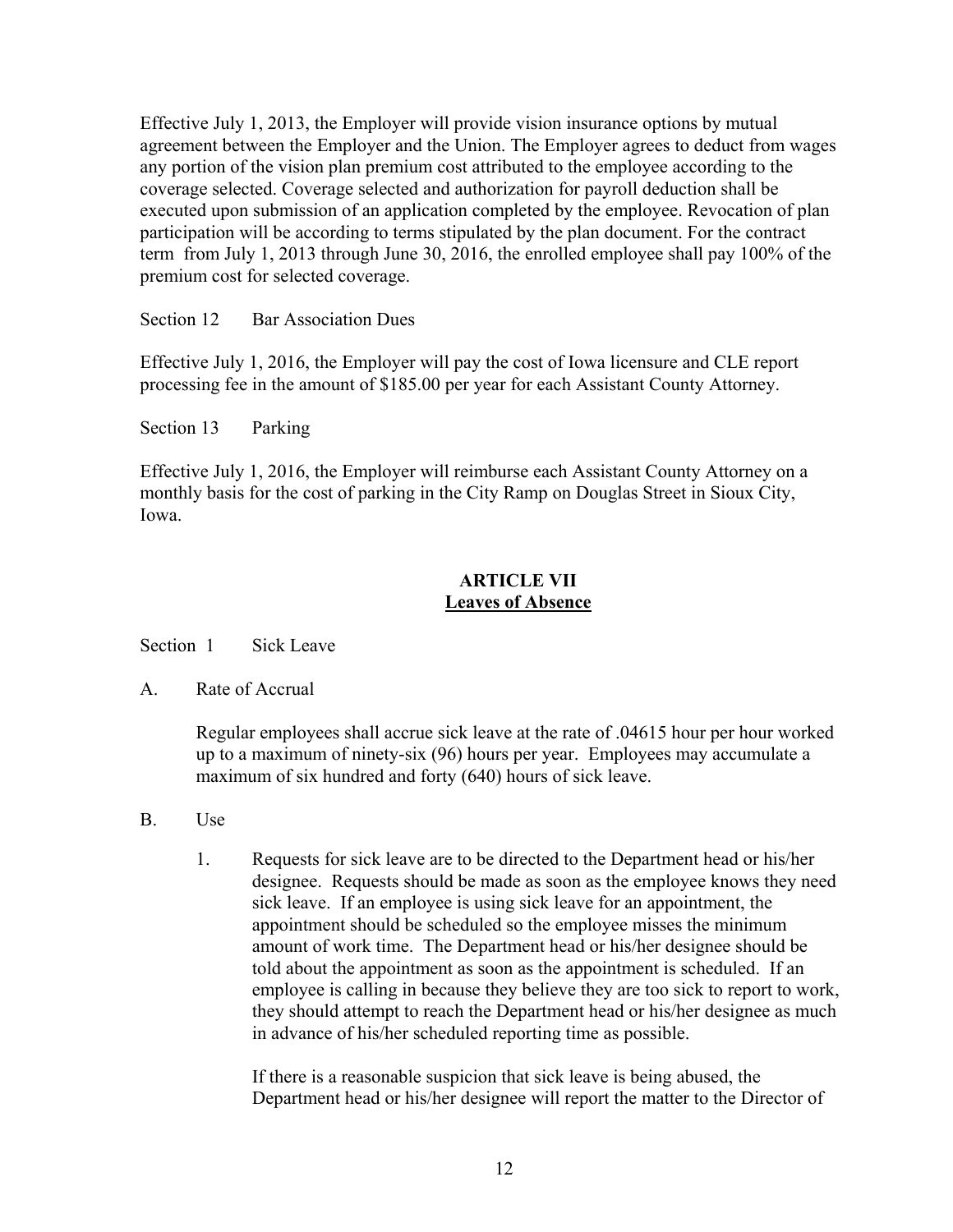Effective July 1, 2013, the Employer will provide vision insurance options by mutual agreement between the Employer and the Union. The Employer agrees to deduct from wages any portion of the vision plan premium cost attributed to the employee according to the coverage selected. Coverage selected and authorization for payroll deduction shall be executed upon submission of an application completed by the employee. Revocation of plan participation will be according to terms stipulated by the plan document. For the contract term from July 1, 2013 through June 30, 2016, the enrolled employee shall pay 100% of the premium cost for selected coverage.

Section 12 Bar Association Dues

Effective July 1, 2016, the Employer will pay the cost of Iowa licensure and CLE report processing fee in the amount of $185.00 per year for each Assistant County Attorney.

Section 13 Parking

Effective July 1, 2016, the Employer will reimburse each Assistant County Attorney on a monthly basis for the cost of parking in the City Ramp on Douglas Street in Sioux City, Iowa.

## ARTICLE VII
## Leaves of Absence

Section 1 Sick Leave

A. Rate of Accrual

Regular employees shall accrue sick leave at the rate of .04615 hour per hour worked up to a maximum of ninety-six (96) hours per year. Employees may accumulate a maximum of six hundred and forty (640) hours of sick leave.

B. Use

1. Requests for sick leave are to be directed to the Department head or his/her designee. Requests should be made as soon as the employee knows they need sick leave. If an employee is using sick leave for an appointment, the appointment should be scheduled so the employee misses the minimum amount of work time. The Department head or his/her designee should be told about the appointment as soon as the appointment is scheduled. If an employee is calling in because they believe they are too sick to report to work, they should attempt to reach the Department head or his/her designee as much in advance of his/her scheduled reporting time as possible.

   If there is a reasonable suspicion that sick leave is being abused, the Department head or his/her designee will report the matter to the Director of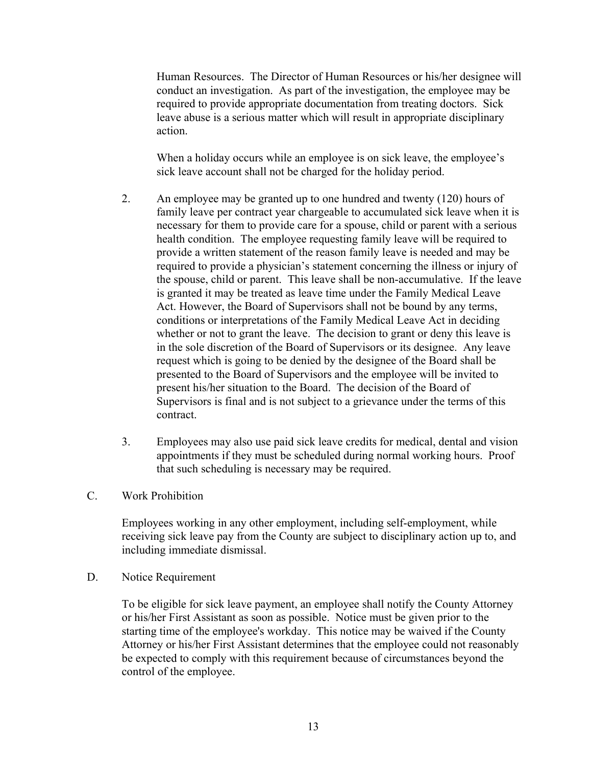Human Resources. The Director of Human Resources or his/her designee will conduct an investigation. As part of the investigation, the employee may be required to provide appropriate documentation from treating doctors. Sick leave abuse is a serious matter which will result in appropriate disciplinary action.

When a holiday occurs while an employee is on sick leave, the employee's sick leave account shall not be charged for the holiday period.

2. An employee may be granted up to one hundred and twenty (120) hours of family leave per contract year chargeable to accumulated sick leave when it is necessary for them to provide care for a spouse, child or parent with a serious health condition. The employee requesting family leave will be required to provide a written statement of the reason family leave is needed and may be required to provide a physician's statement concerning the illness or injury of the spouse, child or parent. This leave shall be non-accumulative. If the leave is granted it may be treated as leave time under the Family Medical Leave Act. However, the Board of Supervisors shall not be bound by any terms, conditions or interpretations of the Family Medical Leave Act in deciding whether or not to grant the leave. The decision to grant or deny this leave is in the sole discretion of the Board of Supervisors or its designee. Any leave request which is going to be denied by the designee of the Board shall be presented to the Board of Supervisors and the employee will be invited to present his/her situation to the Board. The decision of the Board of Supervisors is final and is not subject to a grievance under the terms of this contract.

3. Employees may also use paid sick leave credits for medical, dental and vision appointments if they must be scheduled during normal working hours. Proof that such scheduling is necessary may be required.

C. Work Prohibition

Employees working in any other employment, including self-employment, while receiving sick leave pay from the County are subject to disciplinary action up to, and including immediate dismissal.

D. Notice Requirement

To be eligible for sick leave payment, an employee shall notify the County Attorney or his/her First Assistant as soon as possible. Notice must be given prior to the starting time of the employee's workday. This notice may be waived if the County Attorney or his/her First Assistant determines that the employee could not reasonably be expected to comply with this requirement because of circumstances beyond the control of the employee.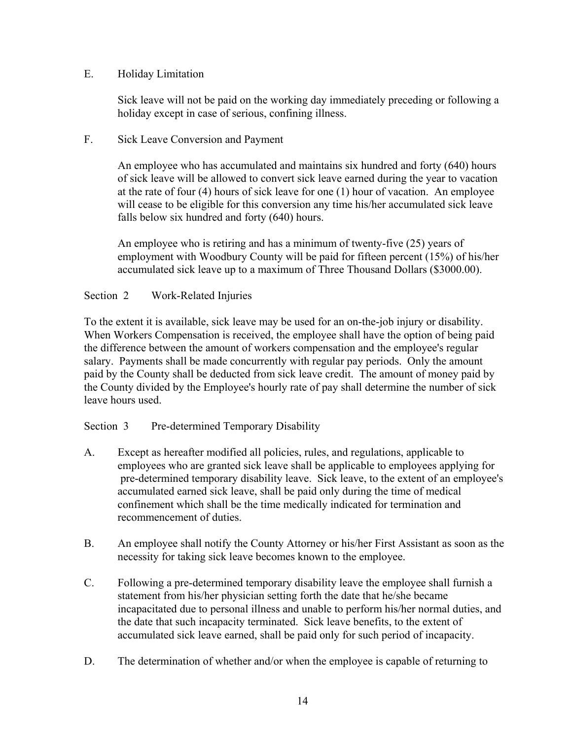E. Holiday Limitation

Sick leave will not be paid on the working day immediately preceding or following a holiday except in case of serious, confining illness.

F. Sick Leave Conversion and Payment

An employee who has accumulated and maintains six hundred and forty (640) hours of sick leave will be allowed to convert sick leave earned during the year to vacation at the rate of four (4) hours of sick leave for one (1) hour of vacation. An employee will cease to be eligible for this conversion any time his/her accumulated sick leave falls below six hundred and forty (640) hours.

An employee who is retiring and has a minimum of twenty-five (25) years of employment with Woodbury County will be paid for fifteen percent (15%) of his/her accumulated sick leave up to a maximum of Three Thousand Dollars ($3000.00).

## Section 2 Work-Related Injuries

To the extent it is available, sick leave may be used for an on-the-job injury or disability. When Workers Compensation is received, the employee shall have the option of being paid the difference between the amount of workers compensation and the employee's regular salary. Payments shall be made concurrently with regular pay periods. Only the amount paid by the County shall be deducted from sick leave credit. The amount of money paid by the County divided by the Employee's hourly rate of pay shall determine the number of sick leave hours used.

## Section 3 Pre-determined Temporary Disability

A. Except as hereafter modified all policies, rules, and regulations, applicable to employees who are granted sick leave shall be applicable to employees applying for pre-determined temporary disability leave. Sick leave, to the extent of an employee's accumulated earned sick leave, shall be paid only during the time of medical confinement which shall be the time medically indicated for termination and recommencement of duties.

B. An employee shall notify the County Attorney or his/her First Assistant as soon as the necessity for taking sick leave becomes known to the employee.

C. Following a pre-determined temporary disability leave the employee shall furnish a statement from his/her physician setting forth the date that he/she became incapacitated due to personal illness and unable to perform his/her normal duties, and the date that such incapacity terminated. Sick leave benefits, to the extent of accumulated sick leave earned, shall be paid only for such period of incapacity.

D. The determination of whether and/or when the employee is capable of returning to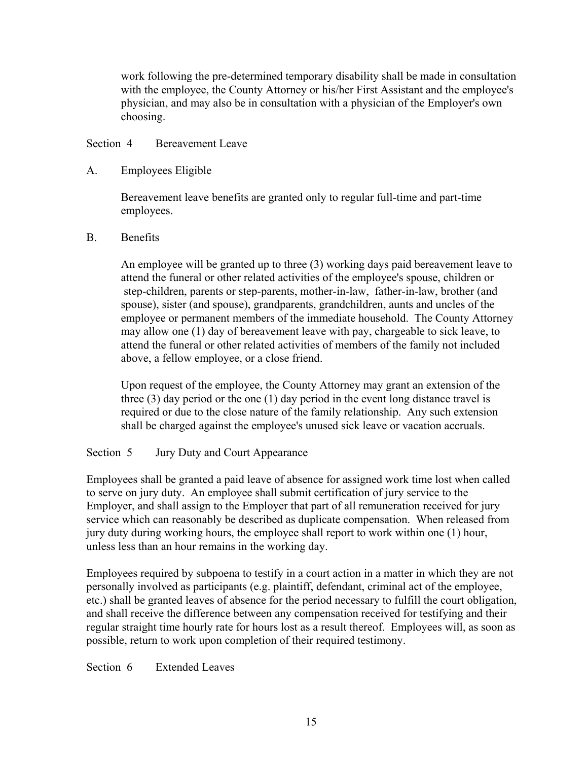work following the pre-determined temporary disability shall be made in consultation with the employee, the County Attorney or his/her First Assistant and the employee's physician, and may also be in consultation with a physician of the Employer's own choosing.

### Section 4 Bereavement Leave

A. Employees Eligible

Bereavement leave benefits are granted only to regular full-time and part-time employees.

B. Benefits

An employee will be granted up to three (3) working days paid bereavement leave to attend the funeral or other related activities of the employee's spouse, children or step-children, parents or step-parents, mother-in-law, father-in-law, brother (and spouse), sister (and spouse), grandparents, grandchildren, aunts and uncles of the employee or permanent members of the immediate household. The County Attorney may allow one (1) day of bereavement leave with pay, chargeable to sick leave, to attend the funeral or other related activities of members of the family not included above, a fellow employee, or a close friend.

Upon request of the employee, the County Attorney may grant an extension of the three (3) day period or the one (1) day period in the event long distance travel is required or due to the close nature of the family relationship. Any such extension shall be charged against the employee's unused sick leave or vacation accruals.

### Section 5 Jury Duty and Court Appearance

Employees shall be granted a paid leave of absence for assigned work time lost when called to serve on jury duty. An employee shall submit certification of jury service to the Employer, and shall assign to the Employer that part of all remuneration received for jury service which can reasonably be described as duplicate compensation. When released from jury duty during working hours, the employee shall report to work within one (1) hour, unless less than an hour remains in the working day.

Employees required by subpoena to testify in a court action in a matter in which they are not personally involved as participants (e.g. plaintiff, defendant, criminal act of the employee, etc.) shall be granted leaves of absence for the period necessary to fulfill the court obligation, and shall receive the difference between any compensation received for testifying and their regular straight time hourly rate for hours lost as a result thereof. Employees will, as soon as possible, return to work upon completion of their required testimony.

### Section 6 Extended Leaves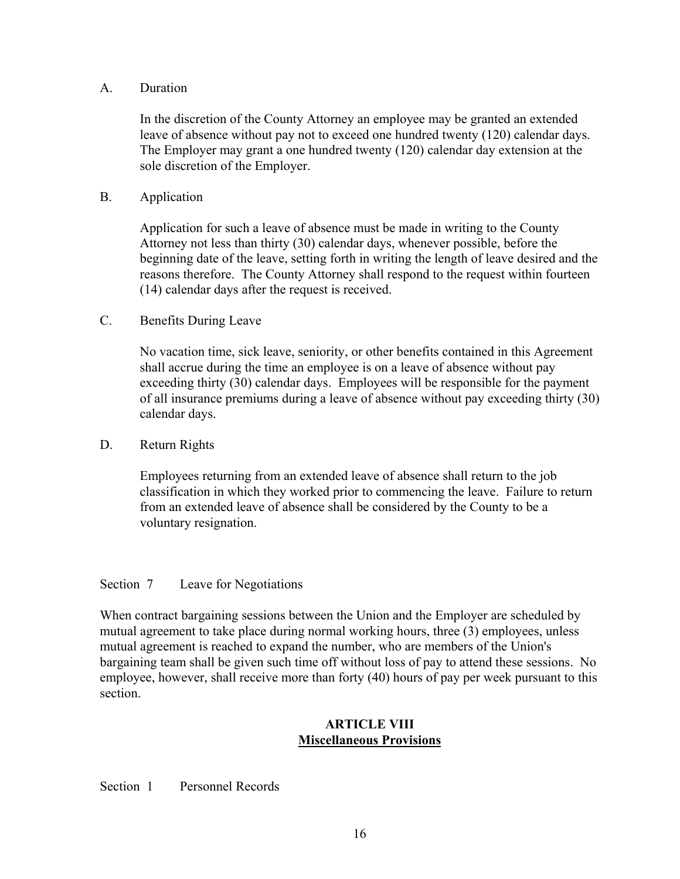A. Duration

In the discretion of the County Attorney an employee may be granted an extended leave of absence without pay not to exceed one hundred twenty (120) calendar days. The Employer may grant a one hundred twenty (120) calendar day extension at the sole discretion of the Employer.

B. Application

Application for such a leave of absence must be made in writing to the County Attorney not less than thirty (30) calendar days, whenever possible, before the beginning date of the leave, setting forth in writing the length of leave desired and the reasons therefore. The County Attorney shall respond to the request within fourteen (14) calendar days after the request is received.

C. Benefits During Leave

No vacation time, sick leave, seniority, or other benefits contained in this Agreement shall accrue during the time an employee is on a leave of absence without pay exceeding thirty (30) calendar days. Employees will be responsible for the payment of all insurance premiums during a leave of absence without pay exceeding thirty (30) calendar days.

D. Return Rights

Employees returning from an extended leave of absence shall return to the job classification in which they worked prior to commencing the leave. Failure to return from an extended leave of absence shall be considered by the County to be a voluntary resignation.

Section 7 Leave for Negotiations

When contract bargaining sessions between the Union and the Employer are scheduled by mutual agreement to take place during normal working hours, three (3) employees, unless mutual agreement is reached to expand the number, who are members of the Union's bargaining team shall be given such time off without loss of pay to attend these sessions. No employee, however, shall receive more than forty (40) hours of pay per week pursuant to this section.

## ARTICLE VIII
## Miscellaneous Provisions

Section 1 Personnel Records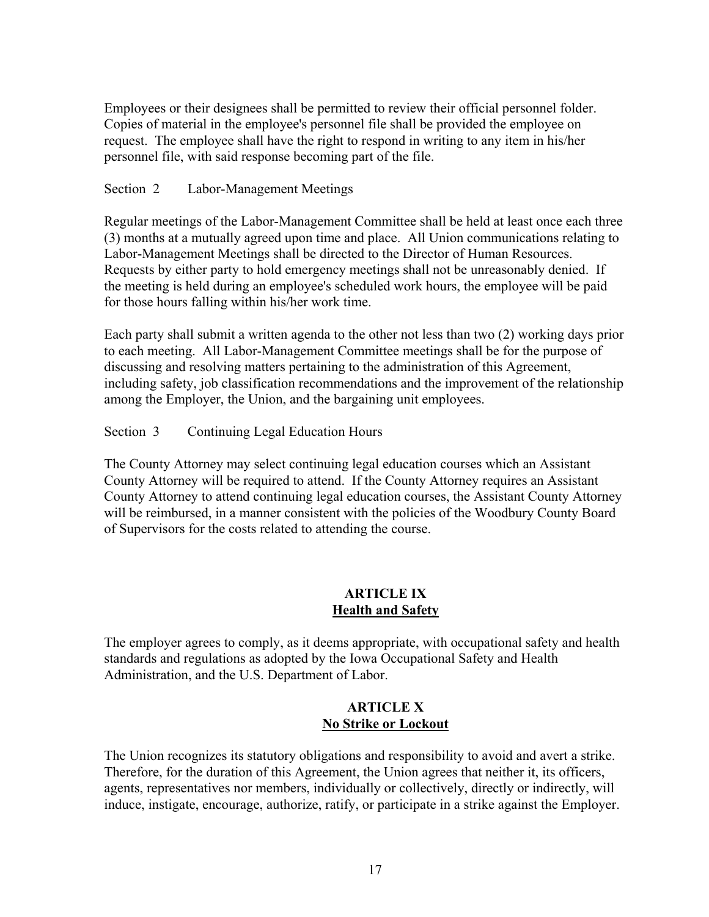Employees or their designees shall be permitted to review their official personnel folder. Copies of material in the employee's personnel file shall be provided the employee on request. The employee shall have the right to respond in writing to any item in his/her personnel file, with said response becoming part of the file.

Section 2 Labor-Management Meetings

Regular meetings of the Labor-Management Committee shall be held at least once each three (3) months at a mutually agreed upon time and place. All Union communications relating to Labor-Management Meetings shall be directed to the Director of Human Resources. Requests by either party to hold emergency meetings shall not be unreasonably denied. If the meeting is held during an employee's scheduled work hours, the employee will be paid for those hours falling within his/her work time.

Each party shall submit a written agenda to the other not less than two (2) working days prior to each meeting. All Labor-Management Committee meetings shall be for the purpose of discussing and resolving matters pertaining to the administration of this Agreement, including safety, job classification recommendations and the improvement of the relationship among the Employer, the Union, and the bargaining unit employees.

Section 3 Continuing Legal Education Hours

The County Attorney may select continuing legal education courses which an Assistant County Attorney will be required to attend. If the County Attorney requires an Assistant County Attorney to attend continuing legal education courses, the Assistant County Attorney will be reimbursed, in a manner consistent with the policies of the Woodbury County Board of Supervisors for the costs related to attending the course.

## ARTICLE IX
## Health and Safety

The employer agrees to comply, as it deems appropriate, with occupational safety and health standards and regulations as adopted by the Iowa Occupational Safety and Health Administration, and the U.S. Department of Labor.

## ARTICLE X
## No Strike or Lockout

The Union recognizes its statutory obligations and responsibility to avoid and avert a strike. Therefore, for the duration of this Agreement, the Union agrees that neither it, its officers, agents, representatives nor members, individually or collectively, directly or indirectly, will induce, instigate, encourage, authorize, ratify, or participate in a strike against the Employer.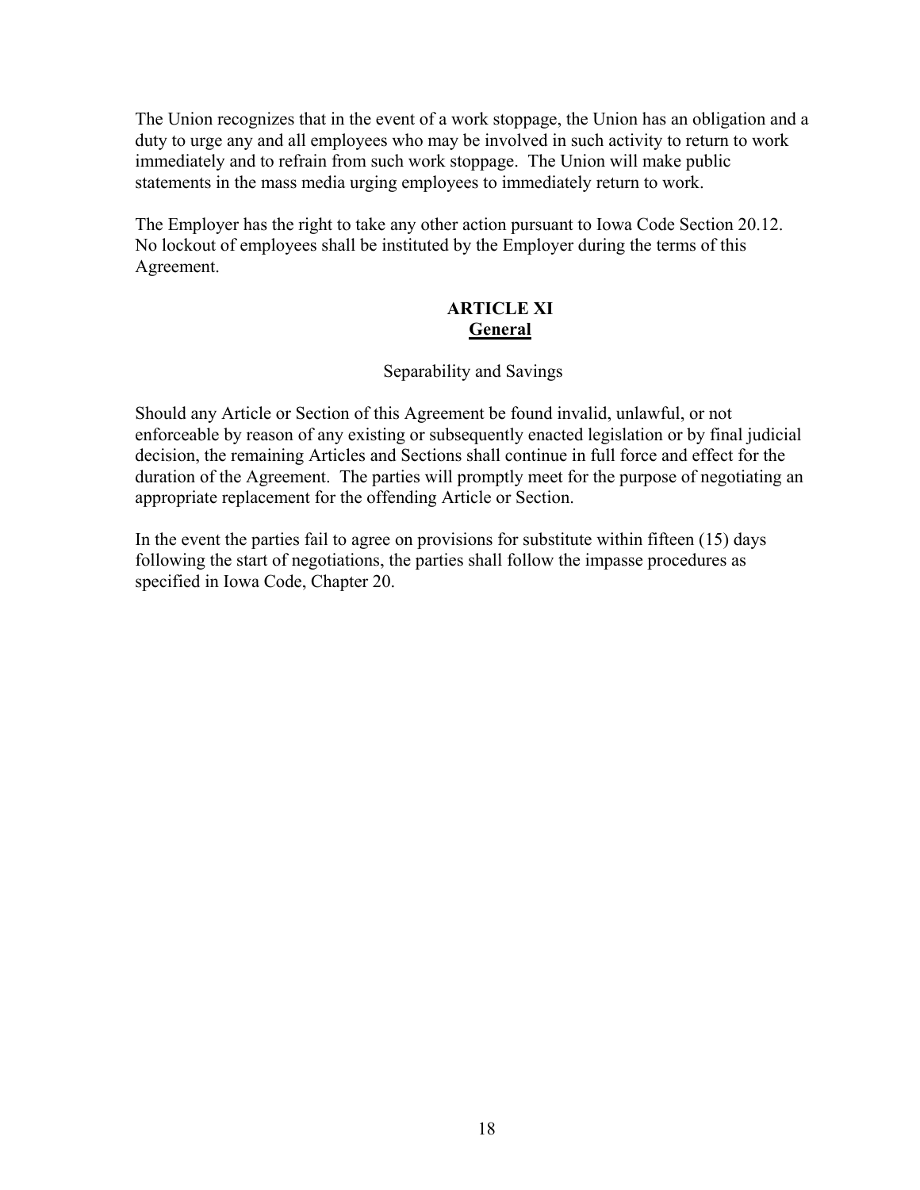The Union recognizes that in the event of a work stoppage, the Union has an obligation and a duty to urge any and all employees who may be involved in such activity to return to work immediately and to refrain from such work stoppage. The Union will make public statements in the mass media urging employees to immediately return to work.

The Employer has the right to take any other action pursuant to Iowa Code Section 20.12. No lockout of employees shall be instituted by the Employer during the terms of this Agreement.

## ARTICLE XI
## General

Separability and Savings

Should any Article or Section of this Agreement be found invalid, unlawful, or not enforceable by reason of any existing or subsequently enacted legislation or by final judicial decision, the remaining Articles and Sections shall continue in full force and effect for the duration of the Agreement. The parties will promptly meet for the purpose of negotiating an appropriate replacement for the offending Article or Section.

In the event the parties fail to agree on provisions for substitute within fifteen (15) days following the start of negotiations, the parties shall follow the impasse procedures as specified in Iowa Code, Chapter 20.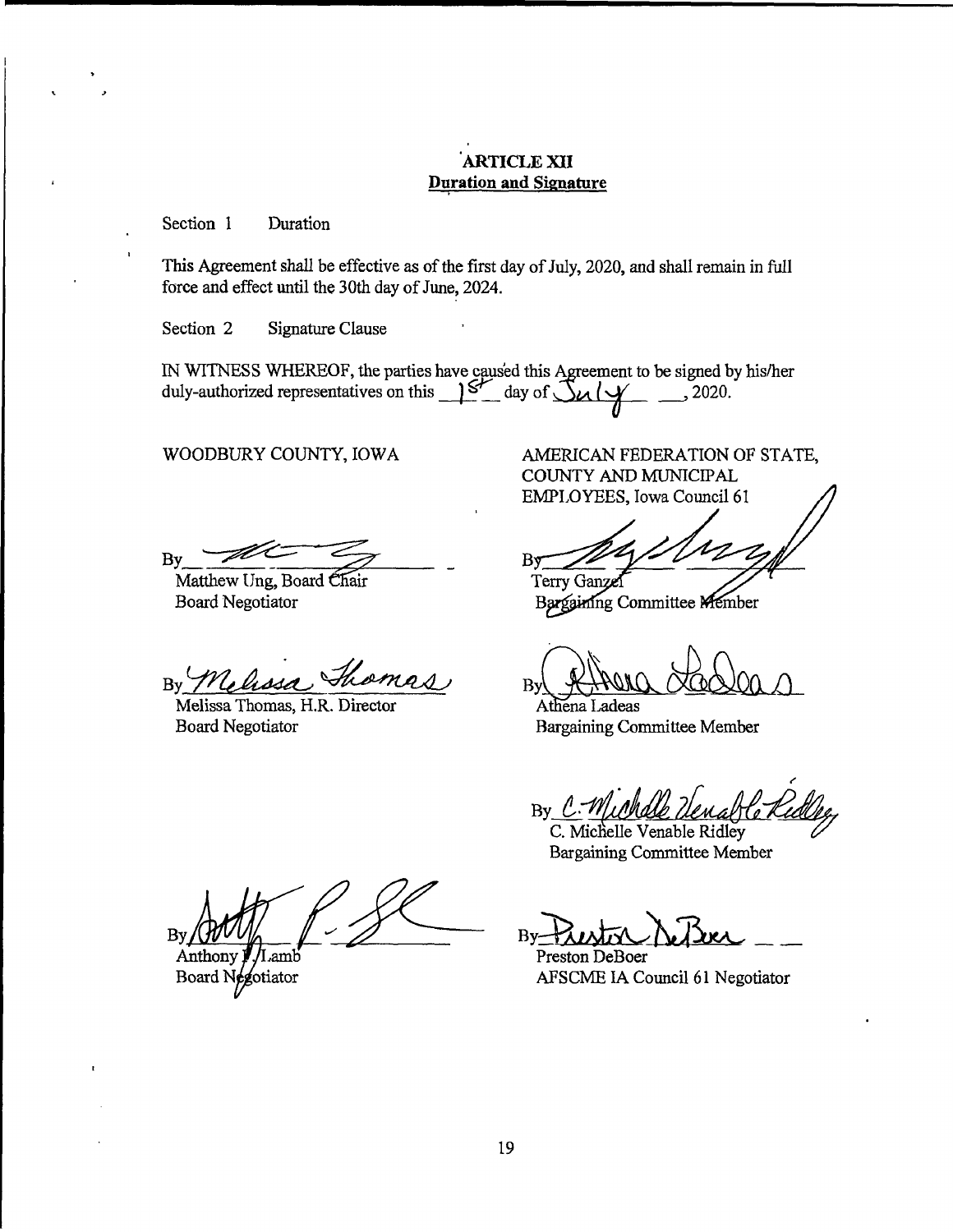## ARTICLE XII
**Duration and Signature**

Section 1 Duration

This Agreement shall be effective as of the first day of July, 2020, and shall remain in full force and effect until the 30th day of June, 2024.

Section 2 Signature Clause

IN WITNESS WHEREOF, the parties have caused this Agreement to be signed by his/her duly-authorized representatives on this 1st day of July, 2020.

WOODBURY COUNTY, IOWA

By\_\_\_\_\_\_\_\_\_\_\_\_\_\_\_\_\_\_\_\_
Matthew Ung, Board Chair
Board Negotiator

By Melissa Thomas
Melissa Thomas, H.R. Director
Board Negotiator

By\_\_\_\_\_\_\_\_\_\_\_\_\_\_\_\_\_\_\_\_
Anthony F. Lamb
Board Negotiator

AMERICAN FEDERATION OF STATE, COUNTY AND MUNICIPAL EMPLOYEES, Iowa Council 61

By\_\_\_\_\_\_\_\_\_\_\_\_\_\_\_\_\_\_\_\_
Terry Ganzel
Bargaining Committee Member

By Athena Ladeas
Athena Ladeas
Bargaining Committee Member

By C. Michelle Venable Ridley
C. Michelle Venable Ridley
Bargaining Committee Member

By Preston DeBoer
Preston DeBoer
AFSCME IA Council 61 Negotiator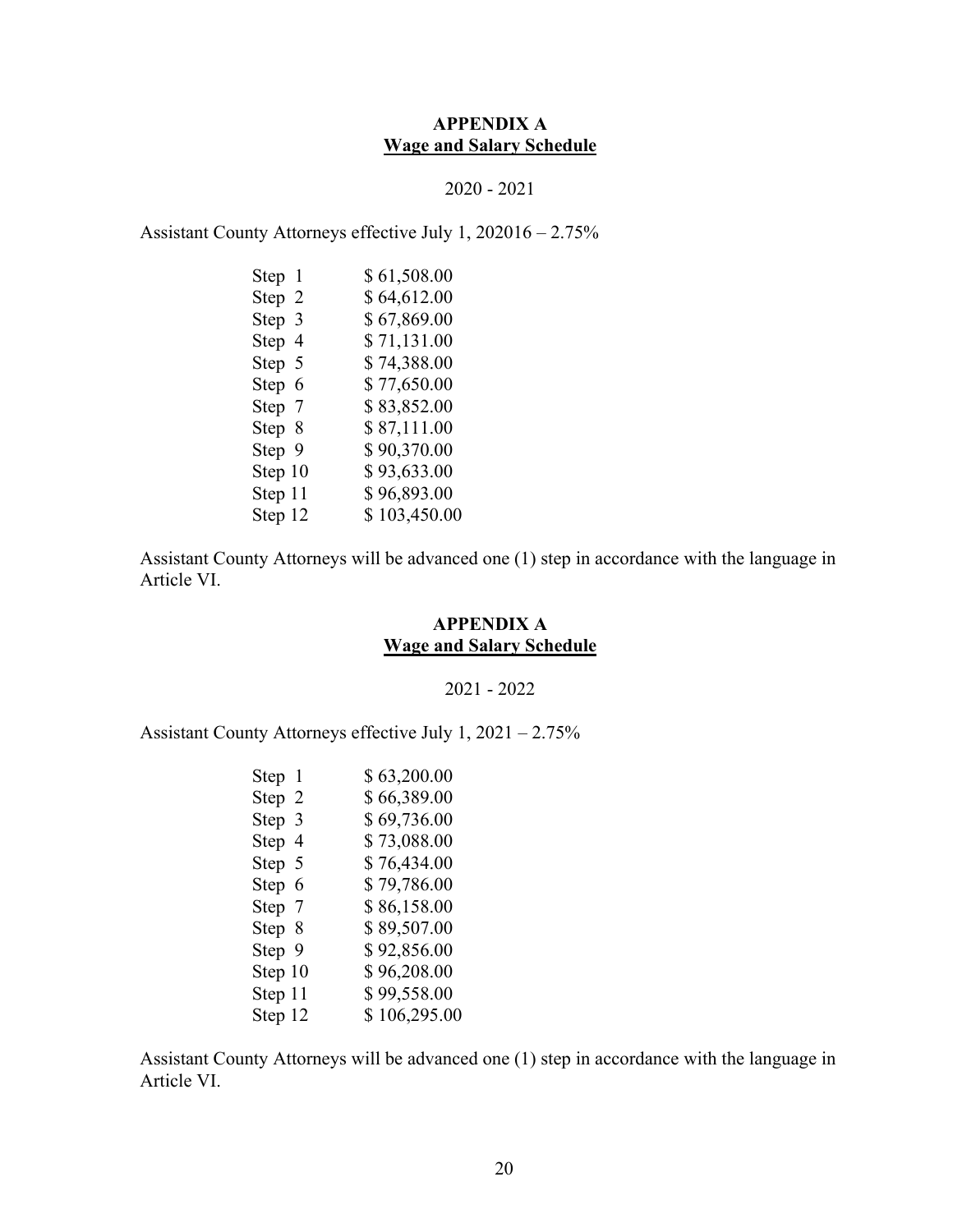## APPENDIX A
## Wage and Salary Schedule

2020 - 2021

Assistant County Attorneys effective July 1, 202016 – 2.75%

| Step | Salary |
|---|---|
| Step 1 | $ 61,508.00 |
| Step 2 | $ 64,612.00 |
| Step 3 | $ 67,869.00 |
| Step 4 | $ 71,131.00 |
| Step 5 | $ 74,388.00 |
| Step 6 | $ 77,650.00 |
| Step 7 | $ 83,852.00 |
| Step 8 | $ 87,111.00 |
| Step 9 | $ 90,370.00 |
| Step 10 | $ 93,633.00 |
| Step 11 | $ 96,893.00 |
| Step 12 | $ 103,450.00 |

Assistant County Attorneys will be advanced one (1) step in accordance with the language in Article VI.

## APPENDIX A
## Wage and Salary Schedule

2021 - 2022

Assistant County Attorneys effective July 1, 2021 – 2.75%

| Step | Salary |
|---|---|
| Step 1 | $ 63,200.00 |
| Step 2 | $ 66,389.00 |
| Step 3 | $ 69,736.00 |
| Step 4 | $ 73,088.00 |
| Step 5 | $ 76,434.00 |
| Step 6 | $ 79,786.00 |
| Step 7 | $ 86,158.00 |
| Step 8 | $ 89,507.00 |
| Step 9 | $ 92,856.00 |
| Step 10 | $ 96,208.00 |
| Step 11 | $ 99,558.00 |
| Step 12 | $ 106,295.00 |

Assistant County Attorneys will be advanced one (1) step in accordance with the language in Article VI.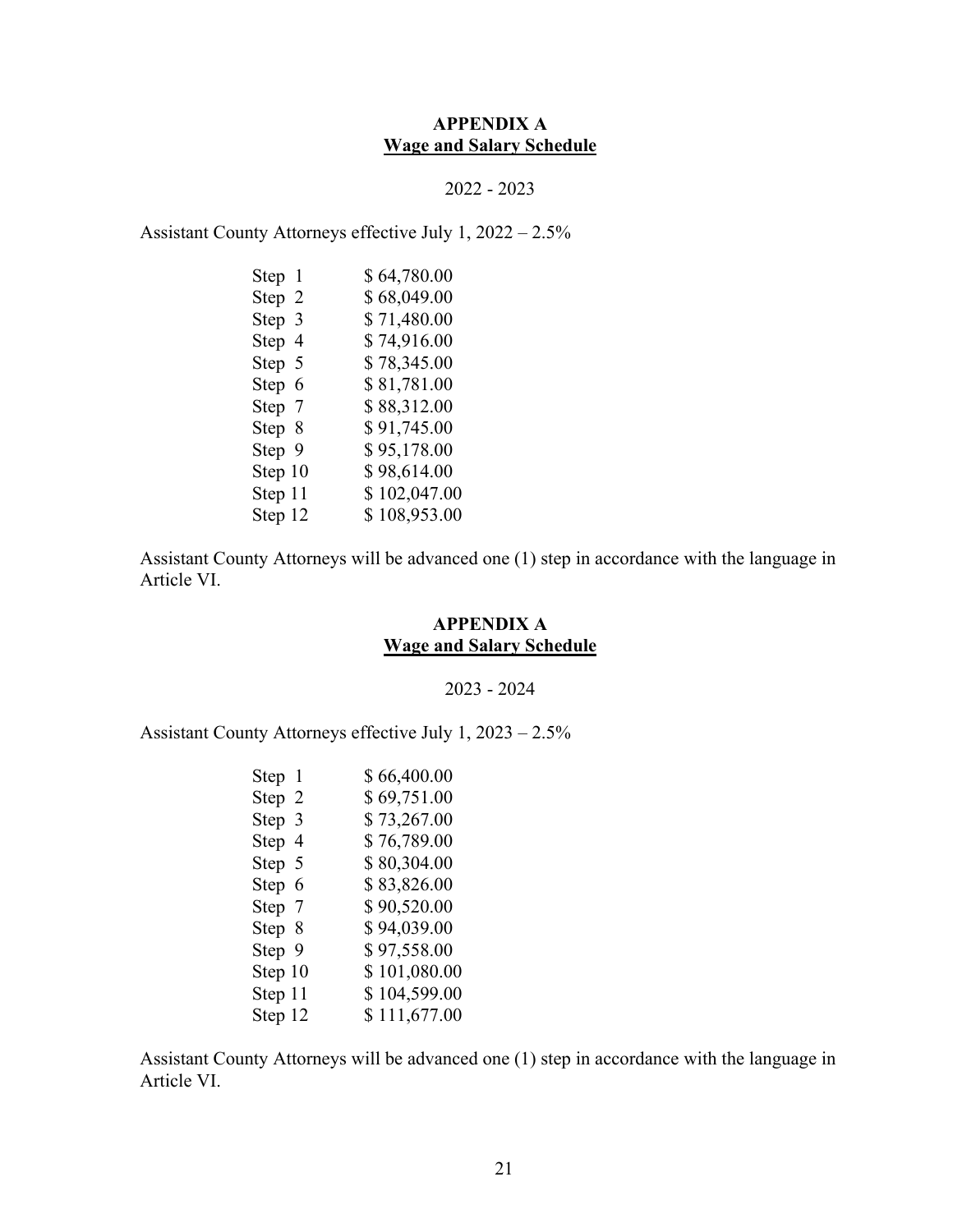## APPENDIX A
**Wage and Salary Schedule**

2022 - 2023

Assistant County Attorneys effective July 1, 2022 – 2.5%

| | |
|---|---|
| Step 1 | $ 64,780.00 |
| Step 2 | $ 68,049.00 |
| Step 3 | $ 71,480.00 |
| Step 4 | $ 74,916.00 |
| Step 5 | $ 78,345.00 |
| Step 6 | $ 81,781.00 |
| Step 7 | $ 88,312.00 |
| Step 8 | $ 91,745.00 |
| Step 9 | $ 95,178.00 |
| Step 10 | $ 98,614.00 |
| Step 11 | $ 102,047.00 |
| Step 12 | $ 108,953.00 |

Assistant County Attorneys will be advanced one (1) step in accordance with the language in Article VI.

## APPENDIX A
**Wage and Salary Schedule**

2023 - 2024

Assistant County Attorneys effective July 1, 2023 – 2.5%

| | |
|---|---|
| Step 1 | $ 66,400.00 |
| Step 2 | $ 69,751.00 |
| Step 3 | $ 73,267.00 |
| Step 4 | $ 76,789.00 |
| Step 5 | $ 80,304.00 |
| Step 6 | $ 83,826.00 |
| Step 7 | $ 90,520.00 |
| Step 8 | $ 94,039.00 |
| Step 9 | $ 97,558.00 |
| Step 10 | $ 101,080.00 |
| Step 11 | $ 104,599.00 |
| Step 12 | $ 111,677.00 |

Assistant County Attorneys will be advanced one (1) step in accordance with the language in Article VI.